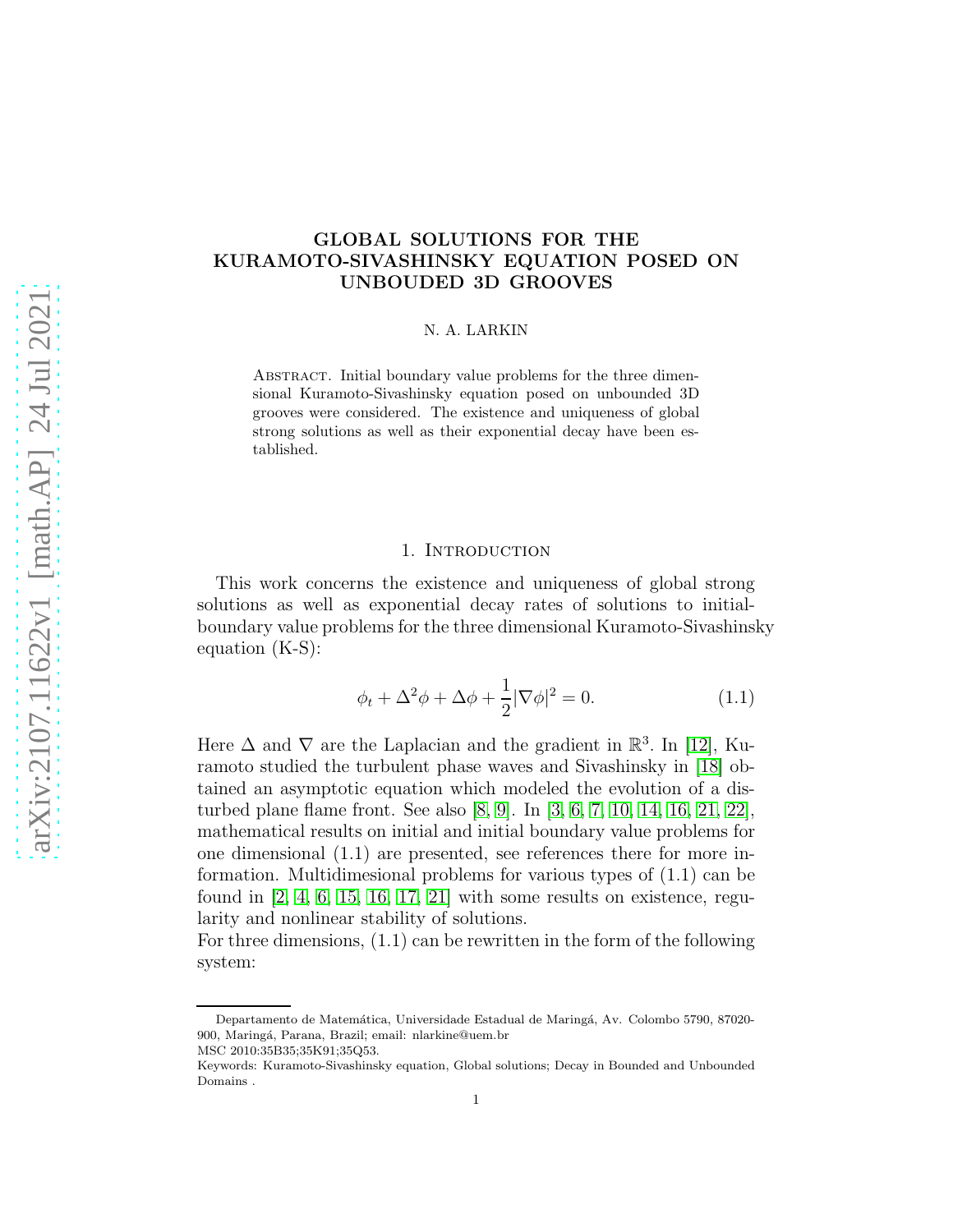# GLOBAL SOLUTIONS FOR THE KURAMOTO-SIVASHINSKY EQUATION POSED ON UNBOUDED 3D GROOVES

N. A. LARKIN

Abstract. Initial boundary value problems for the three dimensional Kuramoto-Sivashinsky equation posed on unbounded 3D grooves were considered. The existence and uniqueness of global strong solutions as well as their exponential decay have been established.

## 1. Introduction

This work concerns the existence and uniqueness of global strong solutions as well as exponential decay rates of solutions to initial-boundary value problems for the three dimensional Kuramoto-Sivashinsky equation (K-S):

$$\phi_t + \Delta^2\phi + \Delta\phi + \frac{1}{2}|\nabla\phi|^2 = 0. \tag{1.1}$$

Here $\Delta$ and $\nabla$ are the Laplacian and the gradient in $\mathbb{R}^3$. In [12], Kuramoto studied the turbulent phase waves and Sivashinsky in [18] obtained an asymptotic equation which modeled the evolution of a disturbed plane flame front. See also [8, 9]. In [3, 6, 7, 10, 14, 16, 21, 22], mathematical results on initial and initial boundary value problems for one dimensional (1.1) are presented, see references there for more information. Multidimesional problems for various types of (1.1) can be found in [2, 4, 6, 15, 16, 17, 21] with some results on existence, regularity and nonlinear stability of solutions.

For three dimensions, (1.1) can be rewritten in the form of the following system:

---

Departamento de Matemática, Universidade Estadual de Maringá, Av. Colombo 5790, 87020-900, Maringá, Parana, Brazil; email: nlarkine@uem.br

MSC 2010:35B35;35K91;35Q53.

Keywords: Kuramoto-Sivashinsky equation, Global solutions; Decay in Bounded and Unbounded Domains .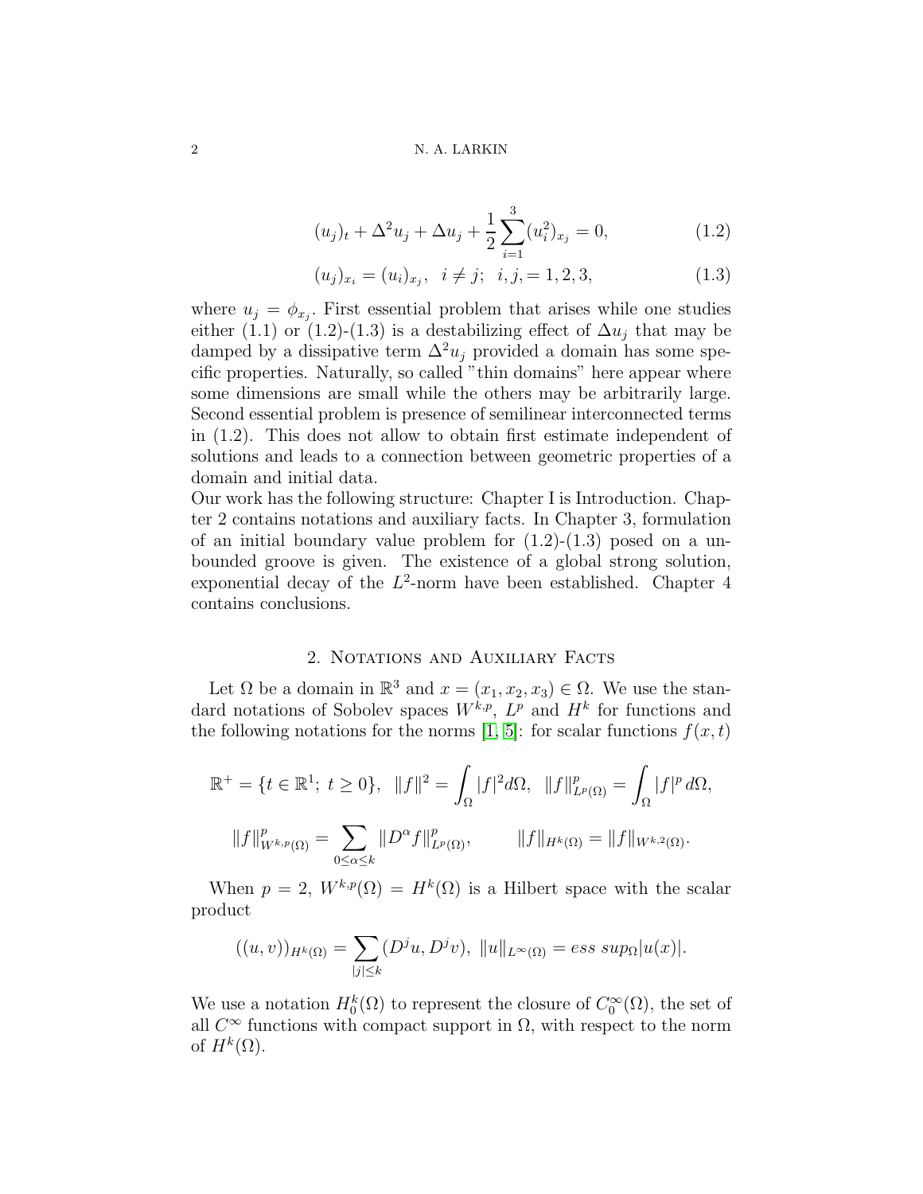$$(u_j)_t + \Delta^2 u_j + \Delta u_j + \frac{1}{2}\sum_{i=1}^{3}(u_i^2)_{x_j} = 0, \tag{1.2}$$

$$(u_j)_{x_i} = (u_i)_{x_j}, \quad i \neq j; \quad i, j, = 1, 2, 3, \tag{1.3}$$

where $u_j = \phi_{x_j}$. First essential problem that arises while one studies either (1.1) or (1.2)-(1.3) is a destabilizing effect of $\Delta u_j$ that may be damped by a dissipative term $\Delta^2 u_j$ provided a domain has some specific properties. Naturally, so called "thin domains" here appear where some dimensions are small while the others may be arbitrarily large. Second essential problem is presence of semilinear interconnected terms in (1.2). This does not allow to obtain first estimate independent of solutions and leads to a connection between geometric properties of a domain and initial data.

Our work has the following structure: Chapter I is Introduction. Chapter 2 contains notations and auxiliary facts. In Chapter 3, formulation of an initial boundary value problem for (1.2)-(1.3) posed on a unbounded groove is given. The existence of a global strong solution, exponential decay of the $L^2$-norm have been established. Chapter 4 contains conclusions.

## 2. Notations and Auxiliary Facts

Let $\Omega$ be a domain in $\mathbb{R}^3$ and $x = (x_1, x_2, x_3) \in \Omega$. We use the standard notations of Sobolev spaces $W^{k,p}$, $L^p$ and $H^k$ for functions and the following notations for the norms [1, 5]: for scalar functions $f(x,t)$

$$\mathbb{R}^+ = \{t \in \mathbb{R}^1;\ t \geq 0\}, \quad \|f\|^2 = \int_\Omega |f|^2 d\Omega, \quad \|f\|^p_{L^p(\Omega)} = \int_\Omega |f|^p \, d\Omega,$$

$$\|f\|^p_{W^{k,p}(\Omega)} = \sum_{0 \leq \alpha \leq k} \|D^\alpha f\|^p_{L^p(\Omega)}, \qquad \|f\|_{H^k(\Omega)} = \|f\|_{W^{k,2}(\Omega)}.$$

When $p = 2$, $W^{k,p}(\Omega) = H^k(\Omega)$ is a Hilbert space with the scalar product

$$((u,v))_{H^k(\Omega)} = \sum_{|j| \leq k} (D^j u, D^j v), \ \|u\|_{L^\infty(\Omega)} = ess\ sup_\Omega |u(x)|.$$

We use a notation $H^k_0(\Omega)$ to represent the closure of $C_0^\infty(\Omega)$, the set of all $C^\infty$ functions with compact support in $\Omega$, with respect to the norm of $H^k(\Omega)$.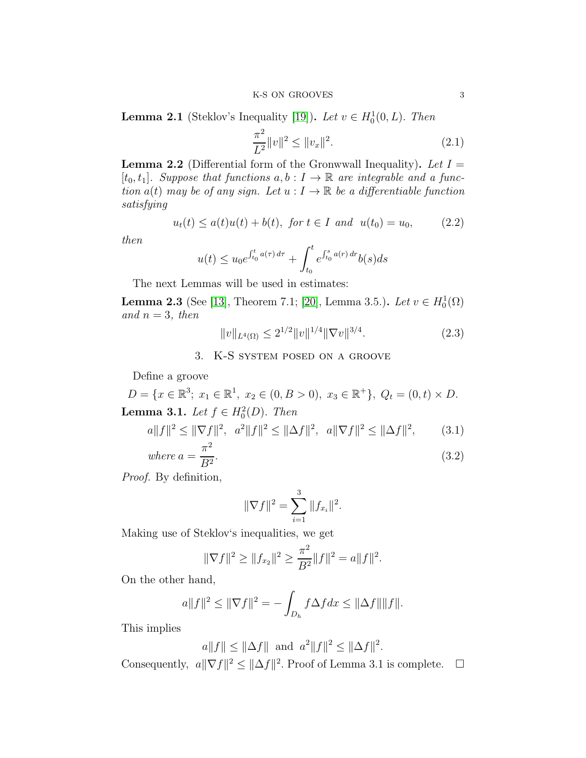**Lemma 2.1** (Steklov's Inequality [19]). *Let $v \in H_0^1(0, L)$. Then*

$$\frac{\pi^2}{L^2}\|v\|^2 \le \|v_x\|^2. \tag{2.1}$$

**Lemma 2.2** (Differential form of the Gronwwall Inequality). *Let $I = [t_0, t_1]$. Suppose that functions $a, b : I \to \mathbb{R}$ are integrable and a function $a(t)$ may be of any sign. Let $u : I \to \mathbb{R}$ be a differentiable function satisfying*

$$u_t(t) \le a(t)u(t) + b(t), \text{ for } t \in I \text{ and } u(t_0) = u_0, \tag{2.2}$$

*then*

$$u(t) \le u_0 e^{\int_{t_0}^t a(\tau)\, d\tau} + \int_{t_0}^t e^{\int_{t_0}^s a(r)\, dr} b(s) ds$$

The next Lemmas will be used in estimates:

**Lemma 2.3** (See [13], Theorem 7.1; [20], Lemma 3.5.). *Let $v \in H_0^1(\Omega)$ and $n = 3$, then*

$$\|v\|_{L^4(\Omega)} \le 2^{1/2}\|v\|^{1/4}\|\nabla v\|^{3/4}. \tag{2.3}$$

## 3. K-S system posed on a groove

Define a groove

$$D = \{x \in \mathbb{R}^3;\ x_1 \in \mathbb{R}^1,\ x_2 \in (0, B > 0),\ x_3 \in \mathbb{R}^+\},\ Q_t = (0, t) \times D.$$

**Lemma 3.1.** *Let $f \in H_0^2(D)$. Then*

$$a\|f\|^2 \le \|\nabla f\|^2,\ \ a^2\|f\|^2 \le \|\Delta f\|^2,\ \ a\|\nabla f\|^2 \le \|\Delta f\|^2, \tag{3.1}$$

$$\text{where } a = \frac{\pi^2}{B^2}. \tag{3.2}$$

*Proof.* By definition,

$$\|\nabla f\|^2 = \sum_{i=1}^3 \|f_{x_i}\|^2.$$

Making use of Steklov's inequalities, we get

$$\|\nabla f\|^2 \ge \|f_{x_2}\|^2 \ge \frac{\pi^2}{B^2}\|f\|^2 = a\|f\|^2.$$

On the other hand,

$$a\|f\|^2 \le \|\nabla f\|^2 = -\int_{D_h} f\Delta f dx \le \|\Delta f\|\|f\|.$$

This implies

$$a\|f\| \le \|\Delta f\| \text{ and } a^2\|f\|^2 \le \|\Delta f\|^2.$$

Consequently, $a\|\nabla f\|^2 \le \|\Delta f\|^2$. Proof of Lemma 3.1 is complete. $\square$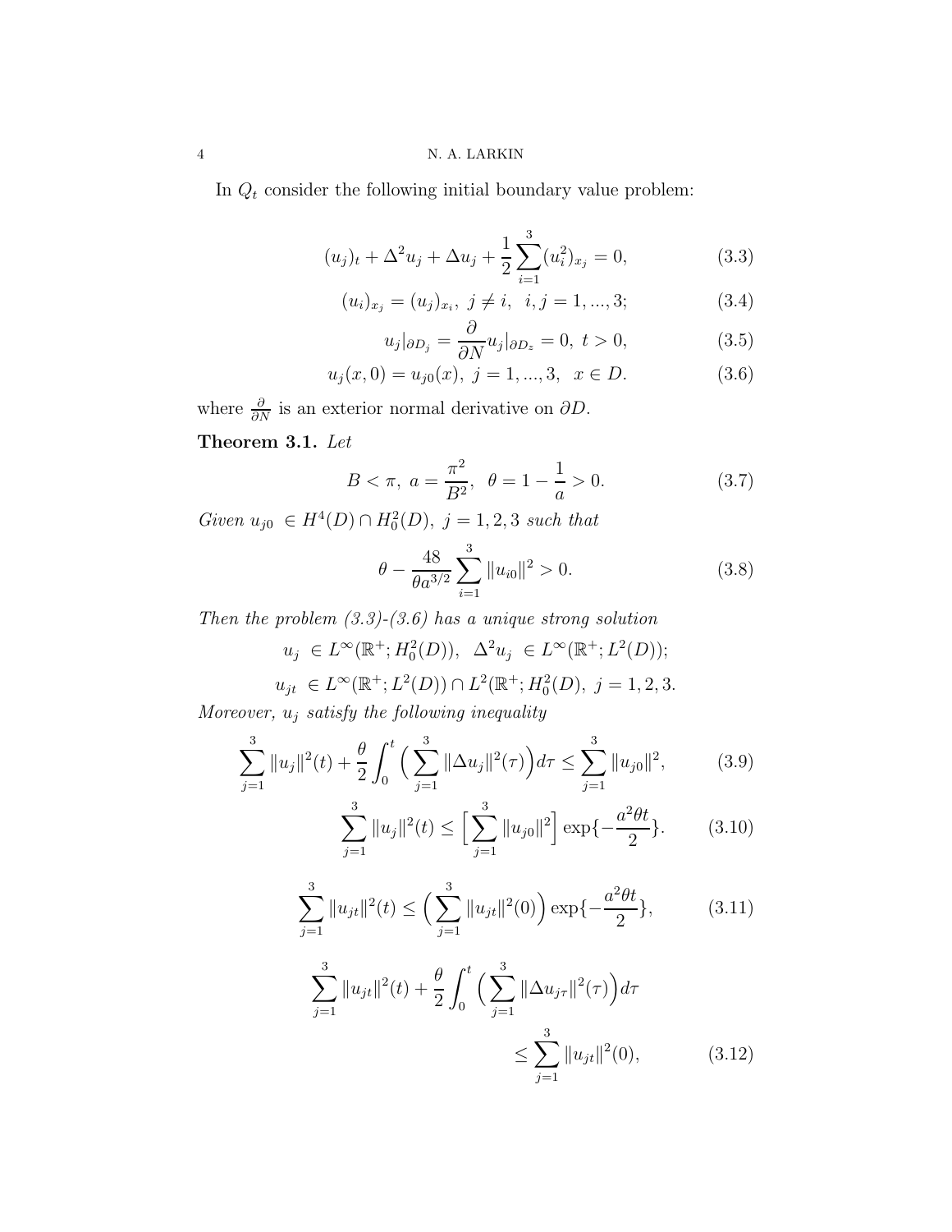In $Q_t$ consider the following initial boundary value problem:

$$(u_j)_t + \Delta^2 u_j + \Delta u_j + \frac{1}{2}\sum_{i=1}^{3}(u_i^2)_{x_j} = 0, \tag{3.3}$$

$$(u_i)_{x_j} = (u_j)_{x_i},\ j \neq i,\ \ i,j = 1,...,3; \tag{3.4}$$

$$u_j|_{\partial D_j} = \frac{\partial}{\partial N}u_j|_{\partial D_z} = 0,\ t > 0, \tag{3.5}$$

$$u_j(x,0) = u_{j0}(x),\ j = 1,...,3,\ \ x \in D. \tag{3.6}$$

where $\frac{\partial}{\partial N}$ is an exterior normal derivative on $\partial D$.

**Theorem 3.1.** *Let*

$$B < \pi,\ a = \frac{\pi^2}{B^2},\ \ \theta = 1 - \frac{1}{a} > 0. \tag{3.7}$$

*Given* $u_{j0} \in H^4(D) \cap H_0^2(D),\ j = 1,2,3$ *such that*

$$\theta - \frac{48}{\theta a^{3/2}}\sum_{i=1}^{3}\|u_{i0}\|^2 > 0. \tag{3.8}$$

*Then the problem (3.3)-(3.6) has a unique strong solution*

$$u_j \ \in L^\infty(\mathbb{R}^+; H_0^2(D)),\ \ \Delta^2 u_j \ \in L^\infty(\mathbb{R}^+; L^2(D));$$

$$u_{jt} \ \in L^\infty(\mathbb{R}^+; L^2(D)) \cap L^2(\mathbb{R}^+; H_0^2(D),\ j = 1,2,3.$$

*Moreover,* $u_j$ *satisfy the following inequality*

$$\sum_{j=1}^{3}\|u_j\|^2(t) + \frac{\theta}{2}\int_0^t \Big(\sum_{j=1}^{3}\|\Delta u_j\|^2(\tau)\Big)d\tau \leq \sum_{j=1}^{3}\|u_{j0}\|^2, \tag{3.9}$$

$$\sum_{j=1}^{3}\|u_j\|^2(t) \leq \Big[\sum_{j=1}^{3}\|u_{j0}\|^2\Big]\exp\{-\frac{a^2\theta t}{2}\}. \tag{3.10}$$

$$\sum_{j=1}^{3}\|u_{jt}\|^2(t) \leq \Big(\sum_{j=1}^{3}\|u_{jt}\|^2(0)\Big)\exp\{-\frac{a^2\theta t}{2}\}, \tag{3.11}$$

$$\sum_{j=1}^{3}\|u_{jt}\|^2(t) + \frac{\theta}{2}\int_0^t \Big(\sum_{j=1}^{3}\|\Delta u_{j\tau}\|^2(\tau)\Big)d\tau \leq \sum_{j=1}^{3}\|u_{jt}\|^2(0), \tag{3.12}$$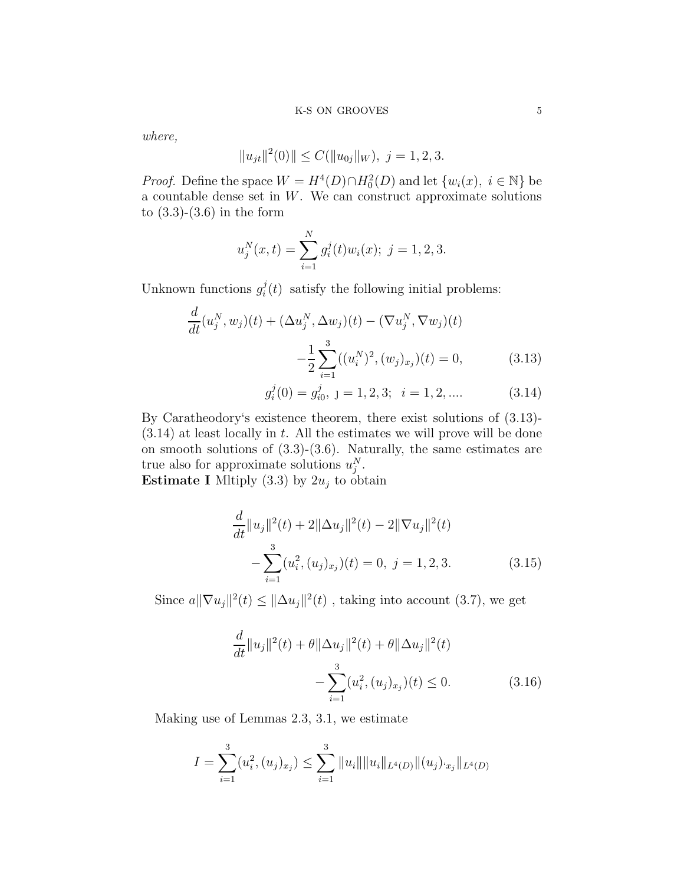*where,*

$$\|u_{jt}\|^2(0)\| \le C(\|u_{0j}\|_W),\ j = 1,2,3.$$

*Proof.* Define the space $W = H^4(D) \cap H_0^2(D)$ and let $\{w_i(x),\ i \in \mathbb{N}\}$ be a countable dense set in $W$. We can construct approximate solutions to (3.3)-(3.6) in the form

$$u_j^N(x,t) = \sum_{i=1}^{N} g_i^j(t) w_i(x);\ j = 1,2,3.$$

Unknown functions $g_i^j(t)$ satisfy the following initial problems:

$$\frac{d}{dt}(u_j^N, w_j)(t) + (\Delta u_j^N, \Delta w_j)(t) - (\nabla u_j^N, \nabla w_j)(t)$$
$$-\frac{1}{2}\sum_{i=1}^{3}((u_i^N)^2, (w_j)_{x_j})(t) = 0, \tag{3.13}$$

$$g_i^j(0) = g_{i0}^j,\ j = 1,2,3;\ \ i = 1,2,.... \tag{3.14}$$

By Caratheodory's existence theorem, there exist solutions of (3.13)-(3.14) at least locally in $t$. All the estimates we will prove will be done on smooth solutions of (3.3)-(3.6). Naturally, the same estimates are true also for approximate solutions $u_j^N$.

**Estimate I** Mltiply (3.3) by $2u_j$ to obtain

$$\frac{d}{dt}\|u_j\|^2(t) + 2\|\Delta u_j\|^2(t) - 2\|\nabla u_j\|^2(t)$$
$$-\sum_{i=1}^{3}(u_i^2, (u_j)_{x_j})(t) = 0,\ j = 1,2,3. \tag{3.15}$$

Since $a\|\nabla u_j\|^2(t) \le \|\Delta u_j\|^2(t)$ , taking into account (3.7), we get

$$\frac{d}{dt}\|u_j\|^2(t) + \theta\|\Delta u_j\|^2(t) + \theta\|\Delta u_j\|^2(t)$$
$$-\sum_{i=1}^{3}(u_i^2, (u_j)_{x_j})(t) \le 0. \tag{3.16}$$

Making use of Lemmas 2.3, 3.1, we estimate

$$I = \sum_{i=1}^{3}(u_i^2, (u_j)_{x_j}) \le \sum_{i=1}^{3}\|u_i\|\|u_i\|_{L^4(D)}\|(u_j)_{x_j}\|_{L^4(D)}$$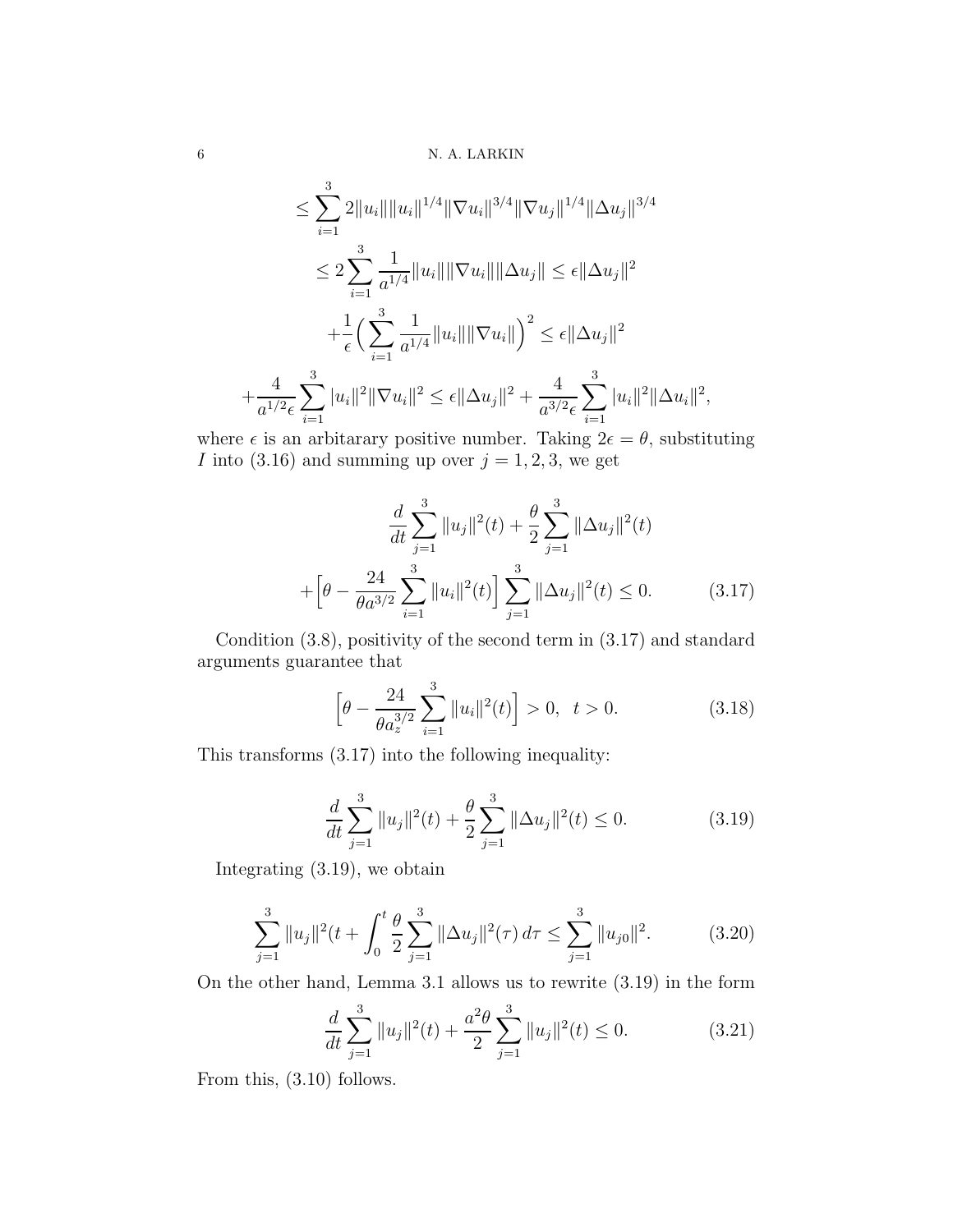$$
\begin{aligned}
&\leq \sum_{i=1}^{3} 2\|u_i\|\|u_i\|^{1/4}\|\nabla u_i\|^{3/4}\|\nabla u_j\|^{1/4}\|\Delta u_j\|^{3/4} \\
&\leq 2\sum_{i=1}^{3} \frac{1}{a^{1/4}}\|u_i\|\|\nabla u_i\|\|\Delta u_j\| \leq \epsilon\|\Delta u_j\|^2 \\
&+\frac{1}{\epsilon}\Big(\sum_{i=1}^{3} \frac{1}{a^{1/4}}\|u_i\|\|\nabla u_i\|\Big)^2 \leq \epsilon\|\Delta u_j\|^2 \\
&+\frac{4}{a^{1/2}\epsilon}\sum_{i=1}^{3} |u_i\|^2\|\nabla u_i\|^2 \leq \epsilon\|\Delta u_j\|^2 + \frac{4}{a^{3/2}\epsilon}\sum_{i=1}^{3} |u_i\|^2\|\Delta u_i\|^2,
\end{aligned}
$$

where $\epsilon$ is an arbitarary positive number. Taking $2\epsilon = \theta$, substituting $I$ into (3.16) and summing up over $j = 1, 2, 3$, we get

$$
\begin{aligned}
&\frac{d}{dt}\sum_{j=1}^{3}\|u_j\|^2(t) + \frac{\theta}{2}\sum_{j=1}^{3}\|\Delta u_j\|^2(t) \\
&+\Big[\theta - \frac{24}{\theta a^{3/2}}\sum_{i=1}^{3}\|u_i\|^2(t)\Big]\sum_{j=1}^{3}\|\Delta u_j\|^2(t) \leq 0. \qquad (3.17)
\end{aligned}
$$

Condition (3.8), positivity of the second term in (3.17) and standard arguments guarantee that

$$
\Big[\theta - \frac{24}{\theta a_z^{3/2}}\sum_{i=1}^{3}\|u_i\|^2(t)\Big] > 0, \quad t > 0. \qquad (3.18)
$$

This transforms (3.17) into the following inequality:

$$
\frac{d}{dt}\sum_{j=1}^{3}\|u_j\|^2(t) + \frac{\theta}{2}\sum_{j=1}^{3}\|\Delta u_j\|^2(t) \leq 0. \qquad (3.19)
$$

Integrating (3.19), we obtain

$$
\sum_{j=1}^{3}\|u_j\|^2(t + \int_0^t \frac{\theta}{2}\sum_{j=1}^{3}\|\Delta u_j\|^2(\tau)\,d\tau \leq \sum_{j=1}^{3}\|u_{j0}\|^2. \qquad (3.20)
$$

On the other hand, Lemma 3.1 allows us to rewrite (3.19) in the form

$$
\frac{d}{dt}\sum_{j=1}^{3}\|u_j\|^2(t) + \frac{a^2\theta}{2}\sum_{j=1}^{3}\|u_j\|^2(t) \leq 0. \qquad (3.21)
$$

From this, (3.10) follows.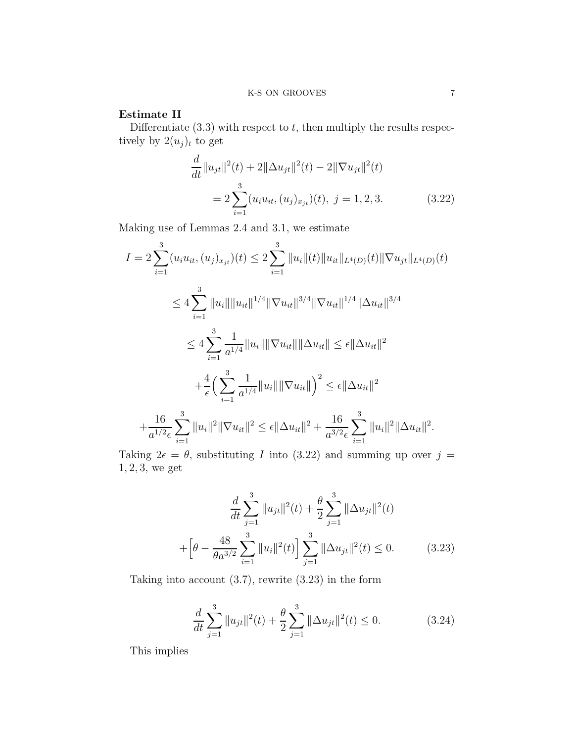**Estimate II**

Differentiate (3.3) with respect to $t$, then multiply the results respectively by $2(u_j)_t$ to get

$$
\frac{d}{dt}\|u_{jt}\|^2(t) + 2\|\Delta u_{jt}\|^2(t) - 2\|\nabla u_{jt}\|^2(t)
= 2\sum_{i=1}^{3}(u_i u_{it}, (u_j)_{x_{jt}})(t),\ j = 1, 2, 3. \tag{3.22}
$$

Making use of Lemmas 2.4 and 3.1, we estimate

$$
\begin{aligned}
I &= 2\sum_{i=1}^{3}(u_i u_{it}, (u_j)_{x_{jt}})(t) \le 2\sum_{i=1}^{3}\|u_i\|(t)\|u_{it}\|_{L^4(D)}(t)\|\nabla u_{jt}\|_{L^4(D)}(t) \\
&\le 4\sum_{i=1}^{3}\|u_i\|\|u_{it}\|^{1/4}\|\nabla u_{it}\|^{3/4}\|\nabla u_{it}\|^{1/4}\|\Delta u_{it}\|^{3/4} \\
&\le 4\sum_{i=1}^{3}\frac{1}{a^{1/4}}\|u_i\|\|\nabla u_{it}\|\|\Delta u_{it}\| \le \epsilon\|\Delta u_{it}\|^2 \\
&\quad + \frac{4}{\epsilon}\Big(\sum_{i=1}^{3}\frac{1}{a^{1/4}}\|u_i\|\|\nabla u_{it}\|\Big)^2 \le \epsilon\|\Delta u_{it}\|^2 \\
&\quad + \frac{16}{a^{1/2}\epsilon}\sum_{i=1}^{3}\|u_i\|^2\|\nabla u_{it}\|^2 \le \epsilon\|\Delta u_{it}\|^2 + \frac{16}{a^{3/2}\epsilon}\sum_{i=1}^{3}\|u_i\|^2\|\Delta u_{it}\|^2.
\end{aligned}
$$

Taking $2\epsilon = \theta$, substituting $I$ into (3.22) and summing up over $j = 1, 2, 3$, we get

$$
\frac{d}{dt}\sum_{j=1}^{3}\|u_{jt}\|^2(t) + \frac{\theta}{2}\sum_{j=1}^{3}\|\Delta u_{jt}\|^2(t)
+ \Big[\theta - \frac{48}{\theta a^{3/2}}\sum_{i=1}^{3}\|u_i\|^2(t)\Big]\sum_{j=1}^{3}\|\Delta u_{jt}\|^2(t) \le 0. \tag{3.23}
$$

Taking into account (3.7), rewrite (3.23) in the form

$$
\frac{d}{dt}\sum_{j=1}^{3}\|u_{jt}\|^2(t) + \frac{\theta}{2}\sum_{j=1}^{3}\|\Delta u_{jt}\|^2(t) \le 0. \tag{3.24}
$$

This implies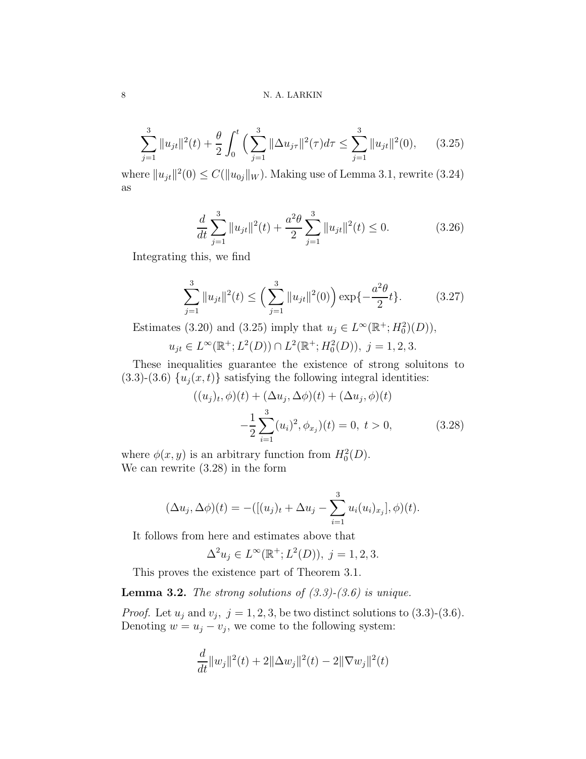$$\sum_{j=1}^{3}\|u_{jt}\|^2(t)+\frac{\theta}{2}\int_0^t\Big(\sum_{j=1}^{3}\|\Delta u_{j\tau}\|^2(\tau)d\tau\leq\sum_{j=1}^{3}\|u_{jt}\|^2(0),\qquad(3.25)$$

where $\|u_{jt}\|^2(0)\leq C(\|u_{0j}\|_W)$. Making use of Lemma 3.1, rewrite (3.24) as

$$\frac{d}{dt}\sum_{j=1}^{3}\|u_{jt}\|^2(t)+\frac{a^2\theta}{2}\sum_{j=1}^{3}\|u_{jt}\|^2(t)\leq 0.\qquad(3.26)$$

Integrating this, we find

$$\sum_{j=1}^{3}\|u_{jt}\|^2(t)\leq\Big(\sum_{j=1}^{3}\|u_{jt}\|^2(0)\Big)\exp\{-\frac{a^2\theta}{2}t\}.\qquad(3.27)$$

Estimates (3.20) and (3.25) imply that $u_j\in L^\infty(\mathbb{R}^+;H_0^2)(D))$,

$$u_{jt}\in L^\infty(\mathbb{R}^+;L^2(D))\cap L^2(\mathbb{R}^+;H_0^2(D)),\ j=1,2,3.$$

These inequalities guarantee the existence of strong soluitons to (3.3)-(3.6) $\{u_j(x,t)\}$ satisfying the following integral identities:

$$\begin{aligned}((u_j)_t,\phi)(t)+(\Delta u_j,\Delta\phi)(t)+(\Delta u_j,\phi)(t)\\-\frac{1}{2}\sum_{i=1}^{3}(u_i)^2,\phi_{x_j})(t)=0,\ t>0,\end{aligned}\qquad(3.28)$$

where $\phi(x,y)$ is an arbitrary function from $H_0^2(D)$.
We can rewrite (3.28) in the form

$$(\Delta u_j,\Delta\phi)(t)=-([(u_j)_t+\Delta u_j-\sum_{i=1}^{3}u_i(u_i)_{x_j}],\phi)(t).$$

It follows from here and estimates above that

$$\Delta^2u_j\in L^\infty(\mathbb{R}^+;L^2(D)),\ j=1,2,3.$$

This proves the existence part of Theorem 3.1.

**Lemma 3.2.** *The strong solutions of (3.3)-(3.6) is unique.*

*Proof.* Let $u_j$ and $v_j,\ j=1,2,3$, be two distinct solutions to (3.3)-(3.6). Denoting $w=u_j-v_j$, we come to the following system:

$$\frac{d}{dt}\|w_j\|^2(t)+2\|\Delta w_j\|^2(t)-2\|\nabla w_j\|^2(t)$$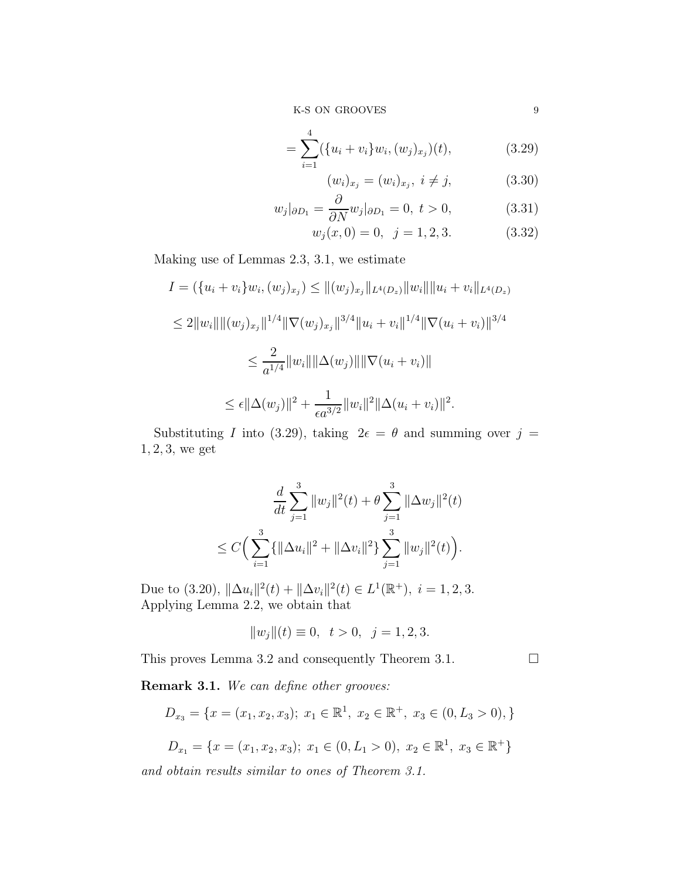$$= \sum_{i=1}^{4} (\{u_i + v_i\} w_i, (w_j)_{x_j})(t), \tag{3.29}$$

$$(w_i)_{x_j} = (w_i)_{x_j},\ i \neq j, \tag{3.30}$$

$$w_j|_{\partial D_1} = \frac{\partial}{\partial N} w_j|_{\partial D_1} = 0,\ t > 0, \tag{3.31}$$

$$w_j(x, 0) = 0, \ \ j = 1, 2, 3. \tag{3.32}$$

Making use of Lemmas 2.3, 3.1, we estimate

$$I = (\{u_i + v_i\} w_i, (w_j)_{x_j}) \leq \|(w_j)_{x_j}\|_{L^4(D_z)} \|w_i\| \|u_i + v_i\|_{L^4(D_z)}$$

$$\leq 2\|w_i\| \|(w_j)_{x_j}\|^{1/4} \|\nabla (w_j)_{x_j}\|^{3/4} \|u_i + v_i\|^{1/4} \|\nabla(u_i + v_i)\|^{3/4}$$

$$\leq \frac{2}{a^{1/4}} \|w_i\| \|\Delta(w_j)\| \|\nabla(u_i + v_i)\|$$

$$\leq \epsilon \|\Delta(w_j)\|^2 + \frac{1}{\epsilon a^{3/2}} \|w_i\|^2 \|\Delta(u_i + v_i)\|^2.$$

Substituting $I$ into (3.29), taking $2\epsilon = \theta$ and summing over $j = 1, 2, 3$, we get

$$\frac{d}{dt} \sum_{j=1}^{3} \|w_j\|^2(t) + \theta \sum_{j=1}^{3} \|\Delta w_j\|^2(t)$$

$$\leq C \Big( \sum_{i=1}^{3} \{\|\Delta u_i\|^2 + \|\Delta v_i\|^2\} \sum_{j=1}^{3} \|w_j\|^2(t) \Big).$$

Due to (3.20), $\|\Delta u_i\|^2(t) + \|\Delta v_i\|^2(t) \in L^1(\mathbb{R}^+),\ i = 1, 2, 3.$
Applying Lemma 2.2, we obtain that

$$\|w_j\|(t) \equiv 0, \ \ t > 0, \ \ j = 1, 2, 3.$$

This proves Lemma 3.2 and consequently Theorem 3.1. $\square$

**Remark 3.1.** *We can define other grooves:*

$$D_{x_3} = \{x = (x_1, x_2, x_3);\ x_1 \in \mathbb{R}^1,\ x_2 \in \mathbb{R}^+,\ x_3 \in (0, L_3 > 0), \}$$

$$D_{x_1} = \{x = (x_1, x_2, x_3);\ x_1 \in (0, L_1 > 0),\ x_2 \in \mathbb{R}^1,\ x_3 \in \mathbb{R}^+\}$$

*and obtain results similar to ones of Theorem 3.1.*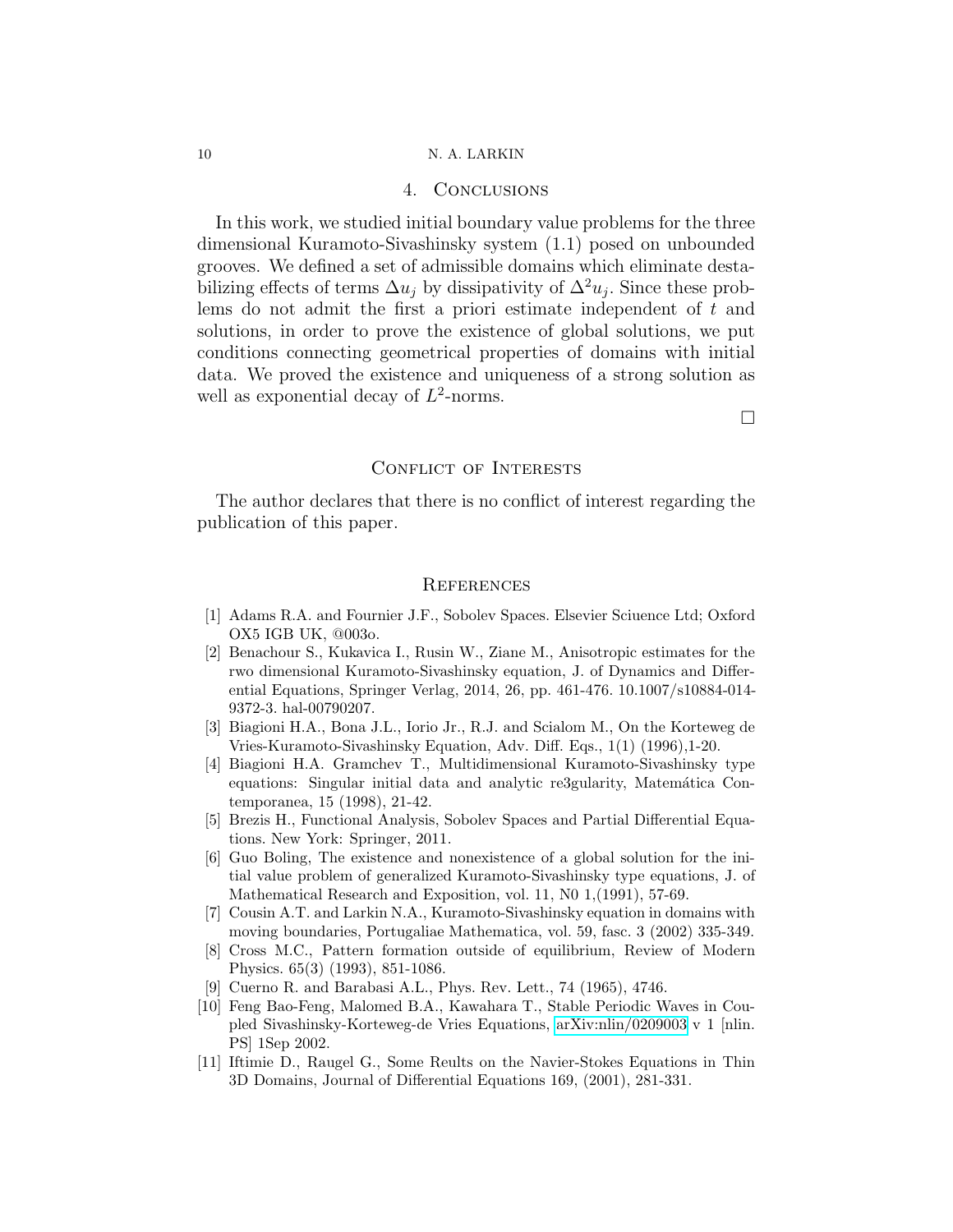## 4. Conclusions

In this work, we studied initial boundary value problems for the three dimensional Kuramoto-Sivashinsky system (1.1) posed on unbounded grooves. We defined a set of admissible domains which eliminate destabilizing effects of terms $\Delta u_j$ by dissipativity of $\Delta^2 u_j$. Since these problems do not admit the first a priori estimate independent of $t$ and solutions, in order to prove the existence of global solutions, we put conditions connecting geometrical properties of domains with initial data. We proved the existence and uniqueness of a strong solution as well as exponential decay of $L^2$-norms.

□

## Conflict of Interests

The author declares that there is no conflict of interest regarding the publication of this paper.

## References

[1] Adams R.A. and Fournier J.F., Sobolev Spaces. Elsevier Sciuence Ltd; Oxford OX5 IGB UK, @003o.

[2] Benachour S., Kukavica I., Rusin W., Ziane M., Anisotropic estimates for the rwo dimensional Kuramoto-Sivashinsky equation, J. of Dynamics and Differential Equations, Springer Verlag, 2014, 26, pp. 461-476. 10.1007/s10884-014-9372-3. hal-00790207.

[3] Biagioni H.A., Bona J.L., Iorio Jr., R.J. and Scialom M., On the Korteweg de Vries-Kuramoto-Sivashinsky Equation, Adv. Diff. Eqs., 1(1) (1996),1-20.

[4] Biagioni H.A. Gramchev T., Multidimensional Kuramoto-Sivashinsky type equations: Singular initial data and analytic re3gularity, Matemática Contemporanea, 15 (1998), 21-42.

[5] Brezis H., Functional Analysis, Sobolev Spaces and Partial Differential Equations. New York: Springer, 2011.

[6] Guo Boling, The existence and nonexistence of a global solution for the initial value problem of generalized Kuramoto-Sivashinsky type equations, J. of Mathematical Research and Exposition, vol. 11, N0 1,(1991), 57-69.

[7] Cousin A.T. and Larkin N.A., Kuramoto-Sivashinsky equation in domains with moving boundaries, Portugaliae Mathematica, vol. 59, fasc. 3 (2002) 335-349.

[8] Cross M.C., Pattern formation outside of equilibrium, Review of Modern Physics. 65(3) (1993), 851-1086.

[9] Cuerno R. and Barabasi A.L., Phys. Rev. Lett., 74 (1965), 4746.

[10] Feng Bao-Feng, Malomed B.A., Kawahara T., Stable Periodic Waves in Coupled Sivashinsky-Korteweg-de Vries Equations, arXiv:nlin/0209003 v 1 [nlin. PS] 1Sep 2002.

[11] Iftimie D., Raugel G., Some Reults on the Navier-Stokes Equations in Thin 3D Domains, Journal of Differential Equations 169, (2001), 281-331.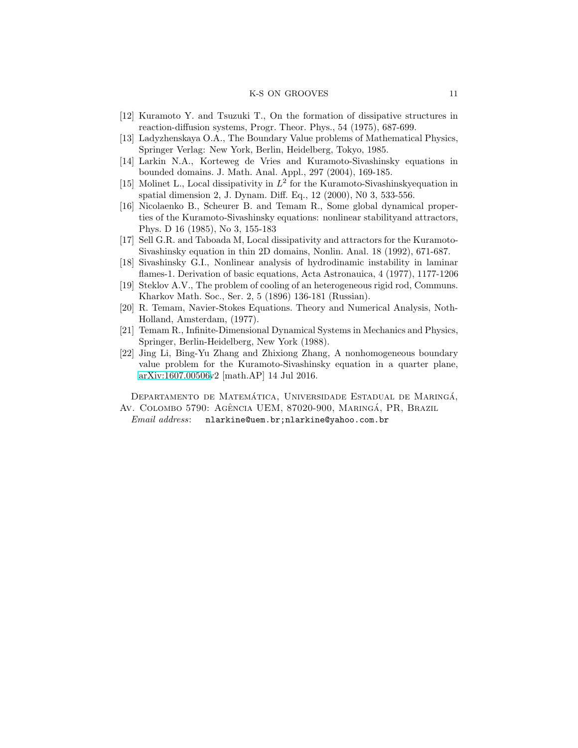[12] Kuramoto Y. and Tsuzuki T., On the formation of dissipative structures in reaction-diffusion systems, Progr. Theor. Phys., 54 (1975), 687-699.

[13] Ladyzhenskaya O.A., The Boundary Value problems of Mathematical Physics, Springer Verlag: New York, Berlin, Heidelberg, Tokyo, 1985.

[14] Larkin N.A., Korteweg de Vries and Kuramoto-Sivashinsky equations in bounded domains. J. Math. Anal. Appl., 297 (2004), 169-185.

[15] Molinet L., Local dissipativity in $L^2$ for the Kuramoto-Sivashinskyequation in spatial dimension 2, J. Dynam. Diff. Eq., 12 (2000), N0 3, 533-556.

[16] Nicolaenko B., Scheurer B. and Temam R., Some global dynamical properties of the Kuramoto-Sivashinsky equations: nonlinear stabilityand attractors, Phys. D 16 (1985), No 3, 155-183

[17] Sell G.R. and Taboada M, Local dissipativity and attractors for the Kuramoto-Sivashinsky equation in thin 2D domains, Nonlin. Anal. 18 (1992), 671-687.

[18] Sivashinsky G.I., Nonlinear analysis of hydrodinamic instability in laminar flames-1. Derivation of basic equations, Acta Astronauica, 4 (1977), 1177-1206

[19] Steklov A.V., The problem of cooling of an heterogeneous rigid rod, Communs. Kharkov Math. Soc., Ser. 2, 5 (1896) 136-181 (Russian).

[20] R. Temam, Navier-Stokes Equations. Theory and Numerical Analysis, Noth-Holland, Amsterdam, (1977).

[21] Temam R., Infinite-Dimensional Dynamical Systems in Mechanics and Physics, Springer, Berlin-Heidelberg, New York (1988).

[22] Jing Li, Bing-Yu Zhang and Zhixiong Zhang, A nonhomogeneous boundary value problem for the Kuramoto-Sivashinsky equation in a quarter plane, arXiv:1607.00506v2 [math.AP] 14 Jul 2016.

Departamento de Matemática, Universidade Estadual de Maringá, Av. Colombo 5790: Agência UEM, 87020-900, Maringá, PR, Brazil

*Email address*: nlarkine@uem.br;nlarkine@yahoo.com.br